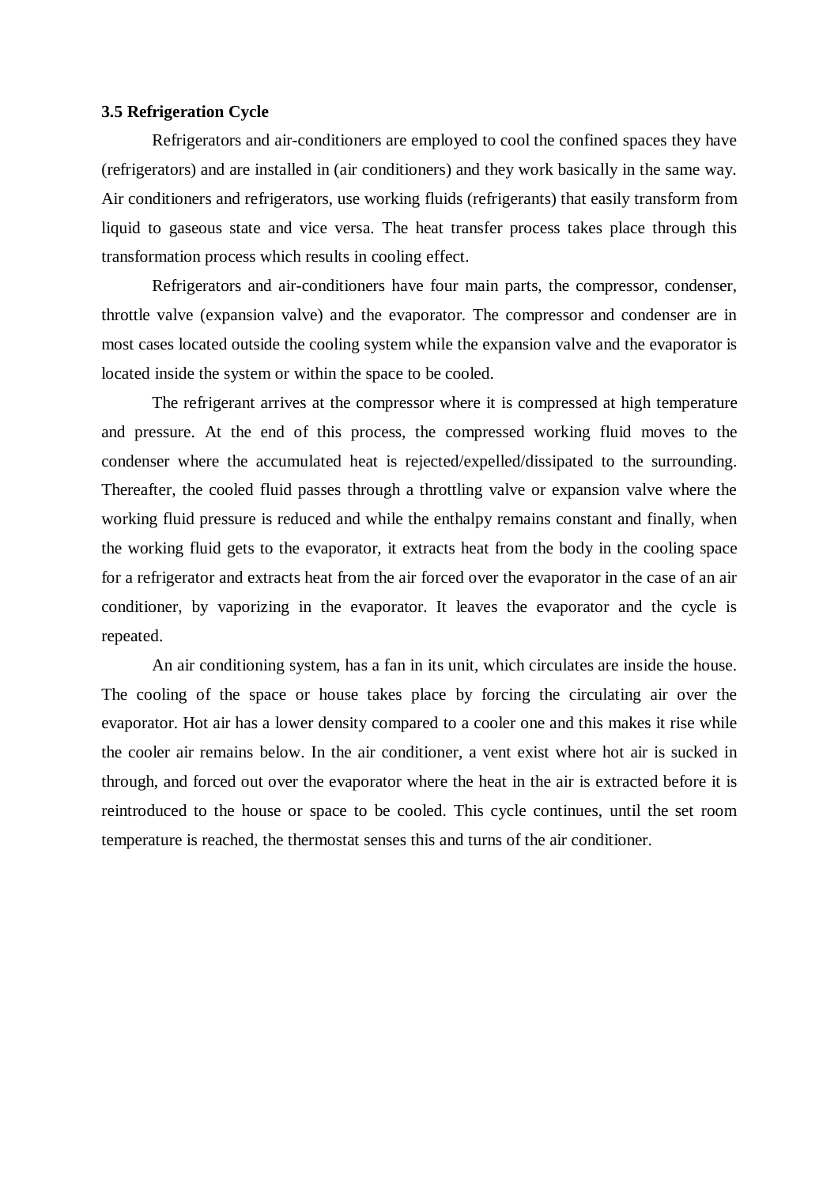### 3.5 Refrigeration Cycle

Refrigerators and air-conditioners are employed to cool the confined spaces they have (refrigerators) and are installed in (air conditioners) and they work basically in the same way. Air conditioners and refrigerators, use working fluids (refrigerants) that easily transform from liquid to gaseous state and vice versa. The heat transfer process takes place through this transformation process which results in cooling effect.

Refrigerators and air-conditioners have four main parts, the compressor, condenser, throttle valve (expansion valve) and the evaporator. The compressor and condenser are in most cases located outside the cooling system while the expansion valve and the evaporator is located inside the system or within the space to be cooled.

The refrigerant arrives at the compressor where it is compressed at high temperature and pressure. At the end of this process, the compressed working fluid moves to the condenser where the accumulated heat is rejected/expelled/dissipated to the surrounding. Thereafter, the cooled fluid passes through a throttling valve or expansion valve where the working fluid pressure is reduced and while the enthalpy remains constant and finally, when the working fluid gets to the evaporator, it extracts heat from the body in the cooling space for a refrigerator and extracts heat from the air forced over the evaporator in the case of an air conditioner, by vaporizing in the evaporator. It leaves the evaporator and the cycle is repeated.

An air conditioning system, has a fan in its unit, which circulates are inside the house. The cooling of the space or house takes place by forcing the circulating air over the evaporator. Hot air has a lower density compared to a cooler one and this makes it rise while the cooler air remains below. In the air conditioner, a vent exist where hot air is sucked in through, and forced out over the evaporator where the heat in the air is extracted before it is reintroduced to the house or space to be cooled. This cycle continues, until the set room temperature is reached, the thermostat senses this and turns of the air conditioner.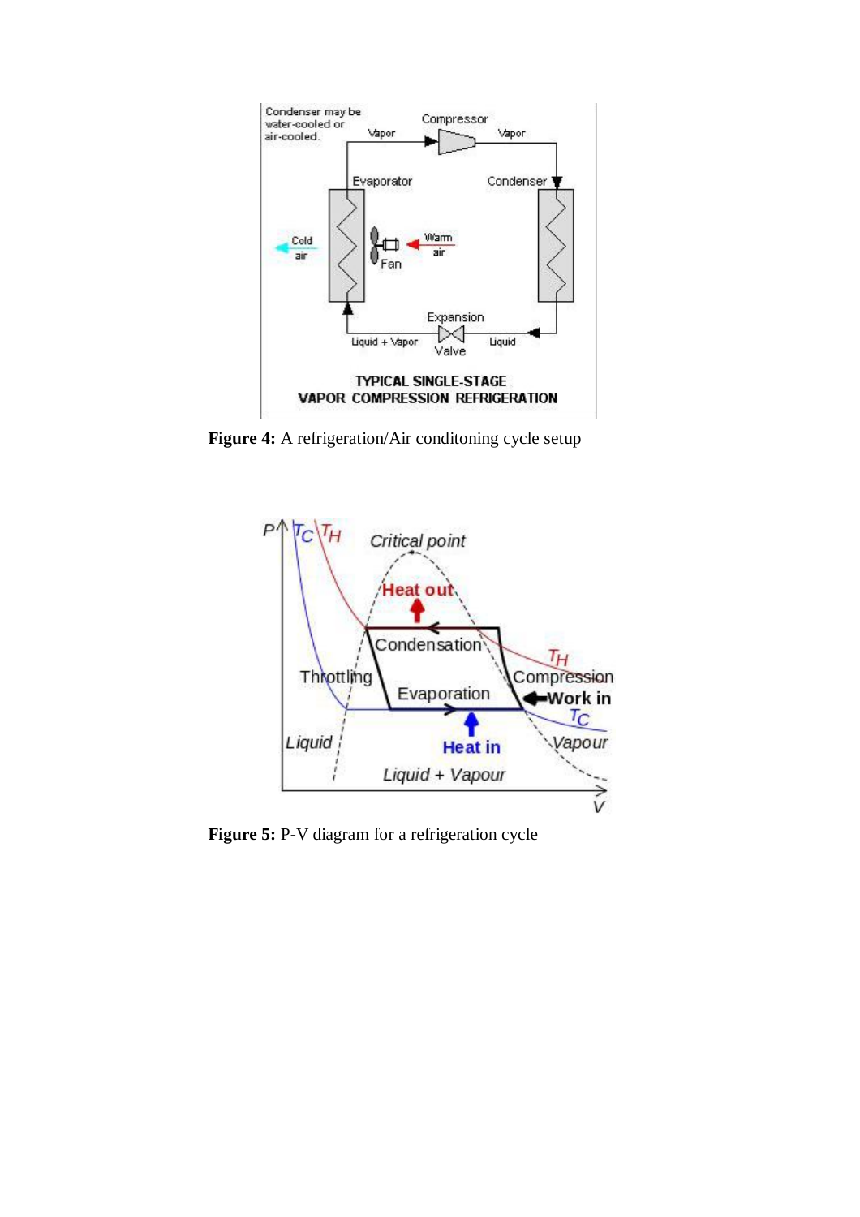**Figure 4:** A refrigeration/Air conditoning cycle setup

**Figure 5:** P-V diagram for a refrigeration cycle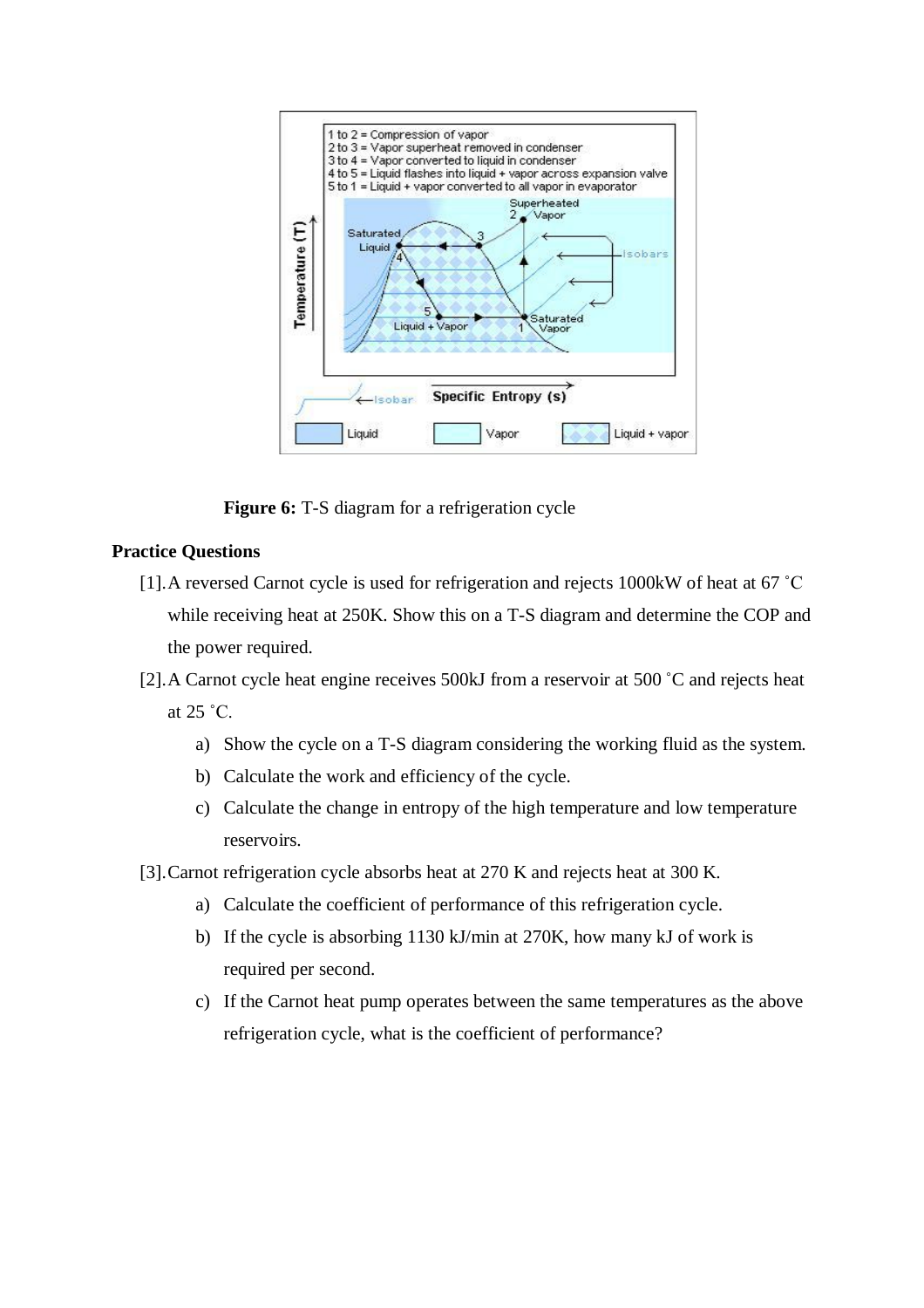1 to 2 = Compression of vapor
2 to 3 = Vapor superheat removed in condenser
3 to 4 = Vapor converted to liquid in condenser
4 to 5 = Liquid flashes into liquid + vapor across expansion valve
5 to 1 = Liquid + vapor converted to all vapor in evaporator

Superheated Vapor
Saturated Liquid
Isobars
Liquid + Vapor
Saturated Vapor
Temperature (T)
Specific Entropy (s)
Isobar
Liquid
Vapor
Liquid + vapor

**Figure 6:** T-S diagram for a refrigeration cycle

**Practice Questions**

[1]. A reversed Carnot cycle is used for refrigeration and rejects 1000kW of heat at 67 ˚C while receiving heat at 250K. Show this on a T-S diagram and determine the COP and the power required.

[2]. A Carnot cycle heat engine receives 500kJ from a reservoir at 500 ˚C and rejects heat at 25 ˚C.

a) Show the cycle on a T-S diagram considering the working fluid as the system.
b) Calculate the work and efficiency of the cycle.
c) Calculate the change in entropy of the high temperature and low temperature reservoirs.

[3]. Carnot refrigeration cycle absorbs heat at 270 K and rejects heat at 300 K.

a) Calculate the coefficient of performance of this refrigeration cycle.
b) If the cycle is absorbing 1130 kJ/min at 270K, how many kJ of work is required per second.
c) If the Carnot heat pump operates between the same temperatures as the above refrigeration cycle, what is the coefficient of performance?